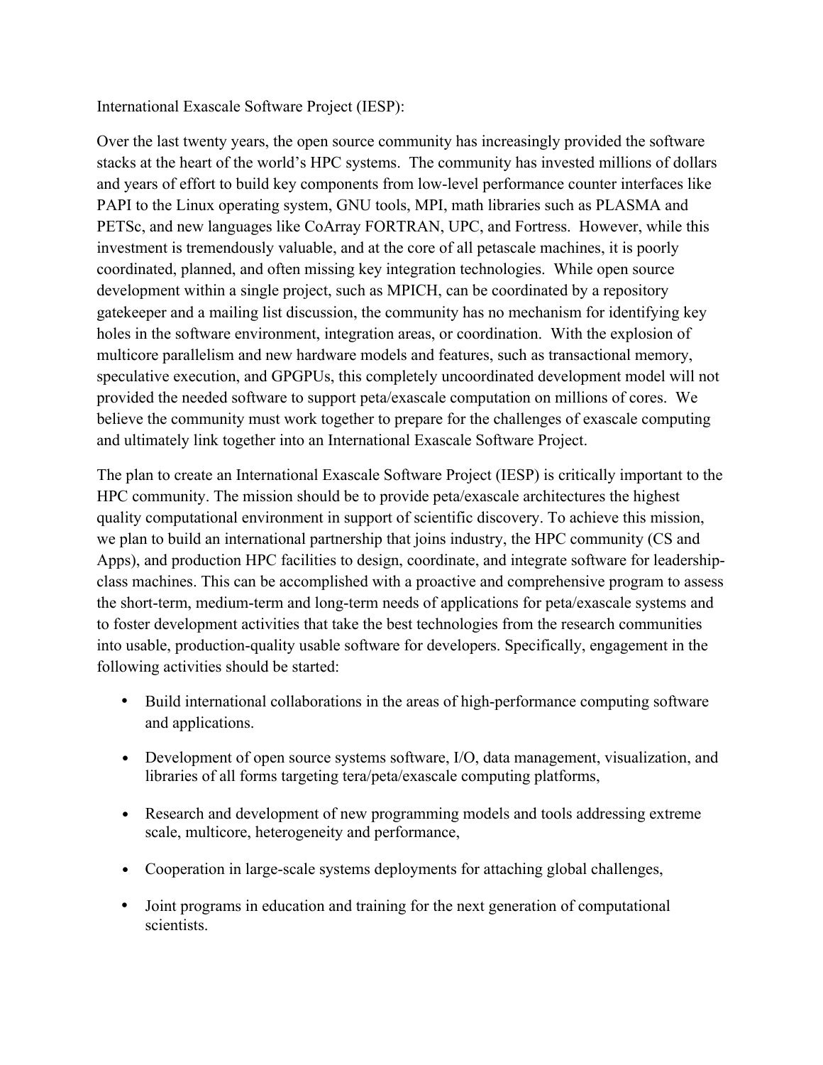International Exascale Software Project (IESP):

Over the last twenty years, the open source community has increasingly provided the software stacks at the heart of the world's HPC systems. The community has invested millions of dollars and years of effort to build key components from low-level performance counter interfaces like PAPI to the Linux operating system, GNU tools, MPI, math libraries such as PLASMA and PETSc, and new languages like CoArray FORTRAN, UPC, and Fortress. However, while this investment is tremendously valuable, and at the core of all petascale machines, it is poorly coordinated, planned, and often missing key integration technologies. While open source development within a single project, such as MPICH, can be coordinated by a repository gatekeeper and a mailing list discussion, the community has no mechanism for identifying key holes in the software environment, integration areas, or coordination. With the explosion of multicore parallelism and new hardware models and features, such as transactional memory, speculative execution, and GPGPUs, this completely uncoordinated development model will not provided the needed software to support peta/exascale computation on millions of cores. We believe the community must work together to prepare for the challenges of exascale computing and ultimately link together into an International Exascale Software Project.

The plan to create an International Exascale Software Project (IESP) is critically important to the HPC community. The mission should be to provide peta/exascale architectures the highest quality computational environment in support of scientific discovery. To achieve this mission, we plan to build an international partnership that joins industry, the HPC community (CS and Apps), and production HPC facilities to design, coordinate, and integrate software for leadership-class machines. This can be accomplished with a proactive and comprehensive program to assess the short-term, medium-term and long-term needs of applications for peta/exascale systems and to foster development activities that take the best technologies from the research communities into usable, production-quality usable software for developers. Specifically, engagement in the following activities should be started:

- Build international collaborations in the areas of high-performance computing software and applications.
- Development of open source systems software, I/O, data management, visualization, and libraries of all forms targeting tera/peta/exascale computing platforms,
- Research and development of new programming models and tools addressing extreme scale, multicore, heterogeneity and performance,
- Cooperation in large-scale systems deployments for attaching global challenges,
- Joint programs in education and training for the next generation of computational scientists.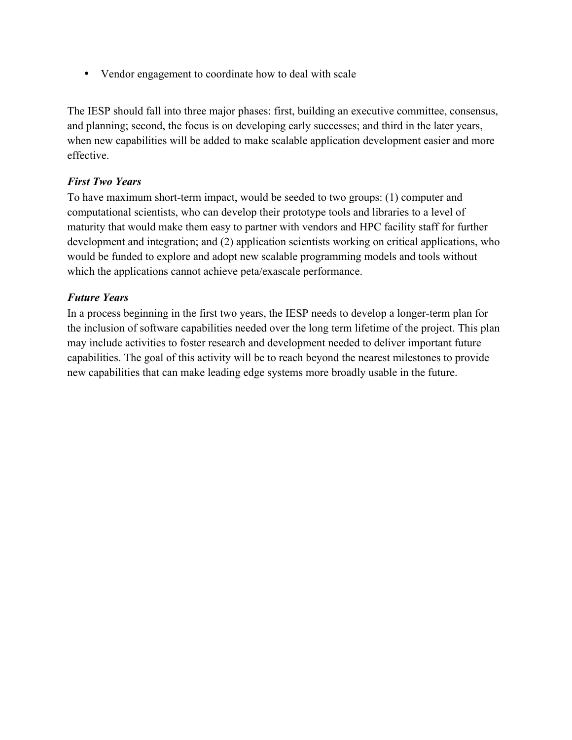- Vendor engagement to coordinate how to deal with scale

The IESP should fall into three major phases: first, building an executive committee, consensus, and planning; second, the focus is on developing early successes; and third in the later years, when new capabilities will be added to make scalable application development easier and more effective.

***First Two Years***

To have maximum short-term impact, would be seeded to two groups: (1) computer and computational scientists, who can develop their prototype tools and libraries to a level of maturity that would make them easy to partner with vendors and HPC facility staff for further development and integration; and (2) application scientists working on critical applications, who would be funded to explore and adopt new scalable programming models and tools without which the applications cannot achieve peta/exascale performance.

***Future Years***

In a process beginning in the first two years, the IESP needs to develop a longer-term plan for the inclusion of software capabilities needed over the long term lifetime of the project. This plan may include activities to foster research and development needed to deliver important future capabilities. The goal of this activity will be to reach beyond the nearest milestones to provide new capabilities that can make leading edge systems more broadly usable in the future.